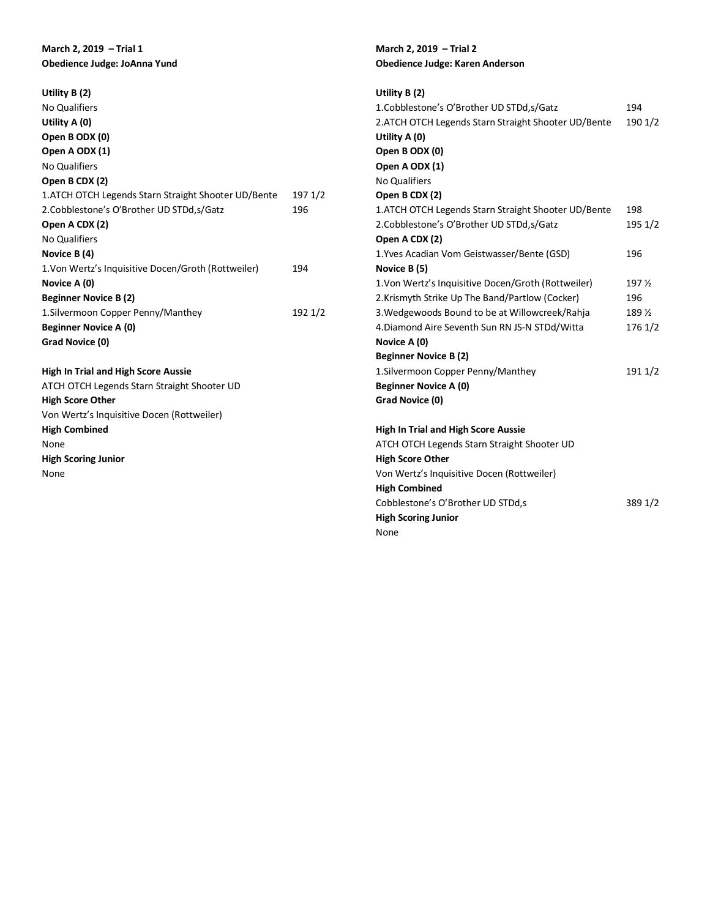**March 2, 2019 – Trial 1**
**Obedience Judge: JoAnna Yund**

**Utility B (2)**
No Qualifiers
**Utility A (0)**
**Open B ODX (0)**
**Open A ODX (1)**
No Qualifiers
**Open B CDX (2)**

| | |
|---|---|
| 1.ATCH OTCH Legends Starn Straight Shooter UD/Bente | 197 1/2 |
| 2.Cobblestone's O'Brother UD STDd,s/Gatz | 196 |

**Open A CDX (2)**
No Qualifiers
**Novice B (4)**

| | |
|---|---|
| 1.Von Wertz's Inquisitive Docen/Groth (Rottweiler) | 194 |

**Novice A (0)**
**Beginner Novice B (2)**

| | |
|---|---|
| 1.Silvermoon Copper Penny/Manthey | 192 1/2 |

**Beginner Novice A (0)**
**Grad Novice (0)**

**High In Trial and High Score Aussie**
ATCH OTCH Legends Starn Straight Shooter UD
**High Score Other**
Von Wertz's Inquisitive Docen (Rottweiler)
**High Combined**
None
**High Scoring Junior**
None

**March 2, 2019 – Trial 2**
**Obedience Judge: Karen Anderson**

**Utility B (2)**

| | |
|---|---|
| 1.Cobblestone's O'Brother UD STDd,s/Gatz | 194 |
| 2.ATCH OTCH Legends Starn Straight Shooter UD/Bente | 190 1/2 |

**Utility A (0)**
**Open B ODX (0)**
**Open A ODX (1)**
No Qualifiers
**Open B CDX (2)**

| | |
|---|---|
| 1.ATCH OTCH Legends Starn Straight Shooter UD/Bente | 198 |
| 2.Cobblestone's O'Brother UD STDd,s/Gatz | 195 1/2 |

**Open A CDX (2)**

| | |
|---|---|
| 1.Yves Acadian Vom Geistwasser/Bente (GSD) | 196 |

**Novice B (5)**

| | |
|---|---|
| 1.Von Wertz's Inquisitive Docen/Groth (Rottweiler) | 197 ½ |
| 2.Krismyth Strike Up The Band/Partlow (Cocker) | 196 |
| 3.Wedgewoods Bound to be at Willowcreek/Rahja | 189 ½ |
| 4.Diamond Aire Seventh Sun RN JS-N STDd/Witta | 176 1/2 |

**Novice A (0)**
**Beginner Novice B (2)**

| | |
|---|---|
| 1.Silvermoon Copper Penny/Manthey | 191 1/2 |

**Beginner Novice A (0)**
**Grad Novice (0)**

**High In Trial and High Score Aussie**
ATCH OTCH Legends Starn Straight Shooter UD
**High Score Other**
Von Wertz's Inquisitive Docen (Rottweiler)
**High Combined**

| | |
|---|---|
| Cobblestone's O'Brother UD STDd,s | 389 1/2 |

**High Scoring Junior**
None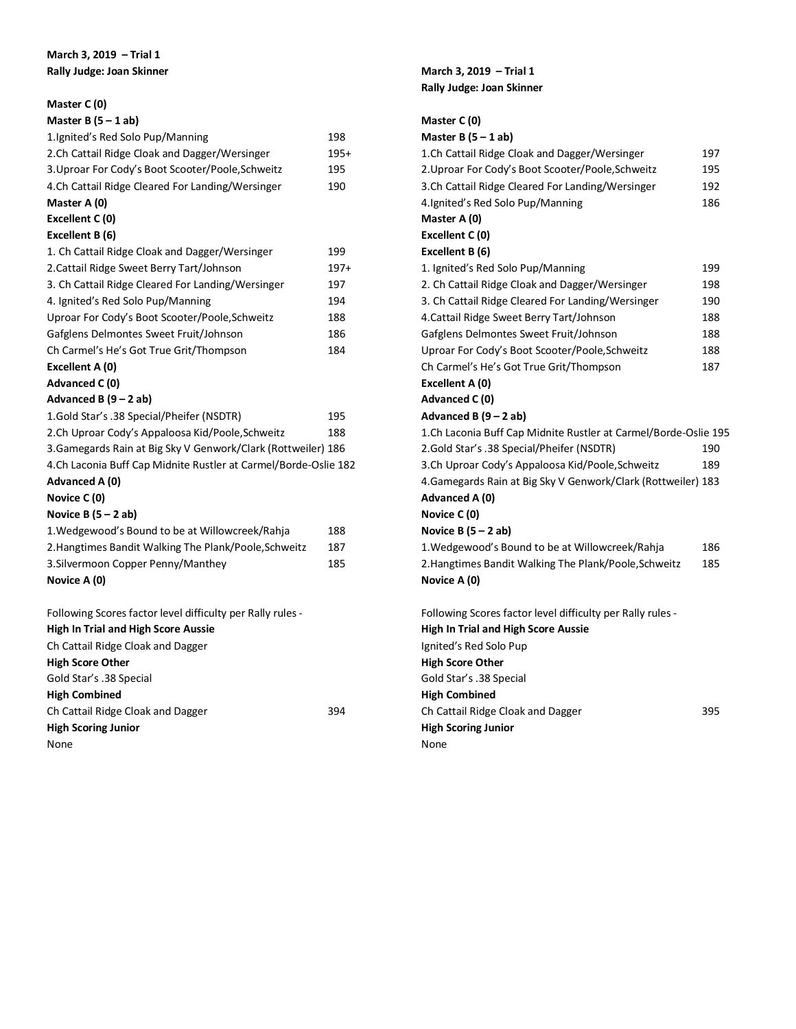**March 3, 2019 – Trial 1**
**Rally Judge: Joan Skinner**

**Master C (0)**
**Master B (5 – 1 ab)**

| | |
|---|---|
| 1.Ignited's Red Solo Pup/Manning | 198 |
| 2.Ch Cattail Ridge Cloak and Dagger/Wersinger | 195+ |
| 3.Uproar For Cody's Boot Scooter/Poole,Schweitz | 195 |
| 4.Ch Cattail Ridge Cleared For Landing/Wersinger | 190 |

**Master A (0)**
**Excellent C (0)**
**Excellent B (6)**

| | |
|---|---|
| 1. Ch Cattail Ridge Cloak and Dagger/Wersinger | 199 |
| 2.Cattail Ridge Sweet Berry Tart/Johnson | 197+ |
| 3. Ch Cattail Ridge Cleared For Landing/Wersinger | 197 |
| 4. Ignited's Red Solo Pup/Manning | 194 |
| Uproar For Cody's Boot Scooter/Poole,Schweitz | 188 |
| Gafglens Delmontes Sweet Fruit/Johnson | 186 |
| Ch Carmel's He's Got True Grit/Thompson | 184 |

**Excellent A (0)**
**Advanced C (0)**
**Advanced B (9 – 2 ab)**

| | |
|---|---|
| 1.Gold Star's .38 Special/Pheifer (NSDTR) | 195 |
| 2.Ch Uproar Cody's Appaloosa Kid/Poole,Schweitz | 188 |
| 3.Gamegards Rain at Big Sky V Genwork/Clark (Rottweiler) | 186 |
| 4.Ch Laconia Buff Cap Midnite Rustler at Carmel/Borde-Oslie | 182 |

**Advanced A (0)**
**Novice C (0)**
**Novice B (5 – 2 ab)**

| | |
|---|---|
| 1.Wedgewood's Bound to be at Willowcreek/Rahja | 188 |
| 2.Hangtimes Bandit Walking The Plank/Poole,Schweitz | 187 |
| 3.Silvermoon Copper Penny/Manthey | 185 |

**Novice A (0)**

Following Scores factor level difficulty per Rally rules -

**High In Trial and High Score Aussie**
Ch Cattail Ridge Cloak and Dagger

**High Score Other**
Gold Star's .38 Special

**High Combined**
Ch Cattail Ridge Cloak and Dagger 394

**High Scoring Junior**
None

**March 3, 2019 – Trial 1**
**Rally Judge: Joan Skinner**

**Master C (0)**
**Master B (5 – 1 ab)**

| | |
|---|---|
| 1.Ch Cattail Ridge Cloak and Dagger/Wersinger | 197 |
| 2.Uproar For Cody's Boot Scooter/Poole,Schweitz | 195 |
| 3.Ch Cattail Ridge Cleared For Landing/Wersinger | 192 |
| 4.Ignited's Red Solo Pup/Manning | 186 |

**Master A (0)**
**Excellent C (0)**
**Excellent B (6)**

| | |
|---|---|
| 1. Ignited's Red Solo Pup/Manning | 199 |
| 2. Ch Cattail Ridge Cloak and Dagger/Wersinger | 198 |
| 3. Ch Cattail Ridge Cleared For Landing/Wersinger | 190 |
| 4.Cattail Ridge Sweet Berry Tart/Johnson | 188 |
| Gafglens Delmontes Sweet Fruit/Johnson | 188 |
| Uproar For Cody's Boot Scooter/Poole,Schweitz | 188 |
| Ch Carmel's He's Got True Grit/Thompson | 187 |

**Excellent A (0)**
**Advanced C (0)**
**Advanced B (9 – 2 ab)**

| | |
|---|---|
| 1.Ch Laconia Buff Cap Midnite Rustler at Carmel/Borde-Oslie | 195 |
| 2.Gold Star's .38 Special/Pheifer (NSDTR) | 190 |
| 3.Ch Uproar Cody's Appaloosa Kid/Poole,Schweitz | 189 |
| 4.Gamegards Rain at Big Sky V Genwork/Clark (Rottweiler) | 183 |

**Advanced A (0)**
**Novice C (0)**
**Novice B (5 – 2 ab)**

| | |
|---|---|
| 1.Wedgewood's Bound to be at Willowcreek/Rahja | 186 |
| 2.Hangtimes Bandit Walking The Plank/Poole,Schweitz | 185 |

**Novice A (0)**

Following Scores factor level difficulty per Rally rules -

**High In Trial and High Score Aussie**
Ignited's Red Solo Pup

**High Score Other**
Gold Star's .38 Special

**High Combined**
Ch Cattail Ridge Cloak and Dagger 395

**High Scoring Junior**
None